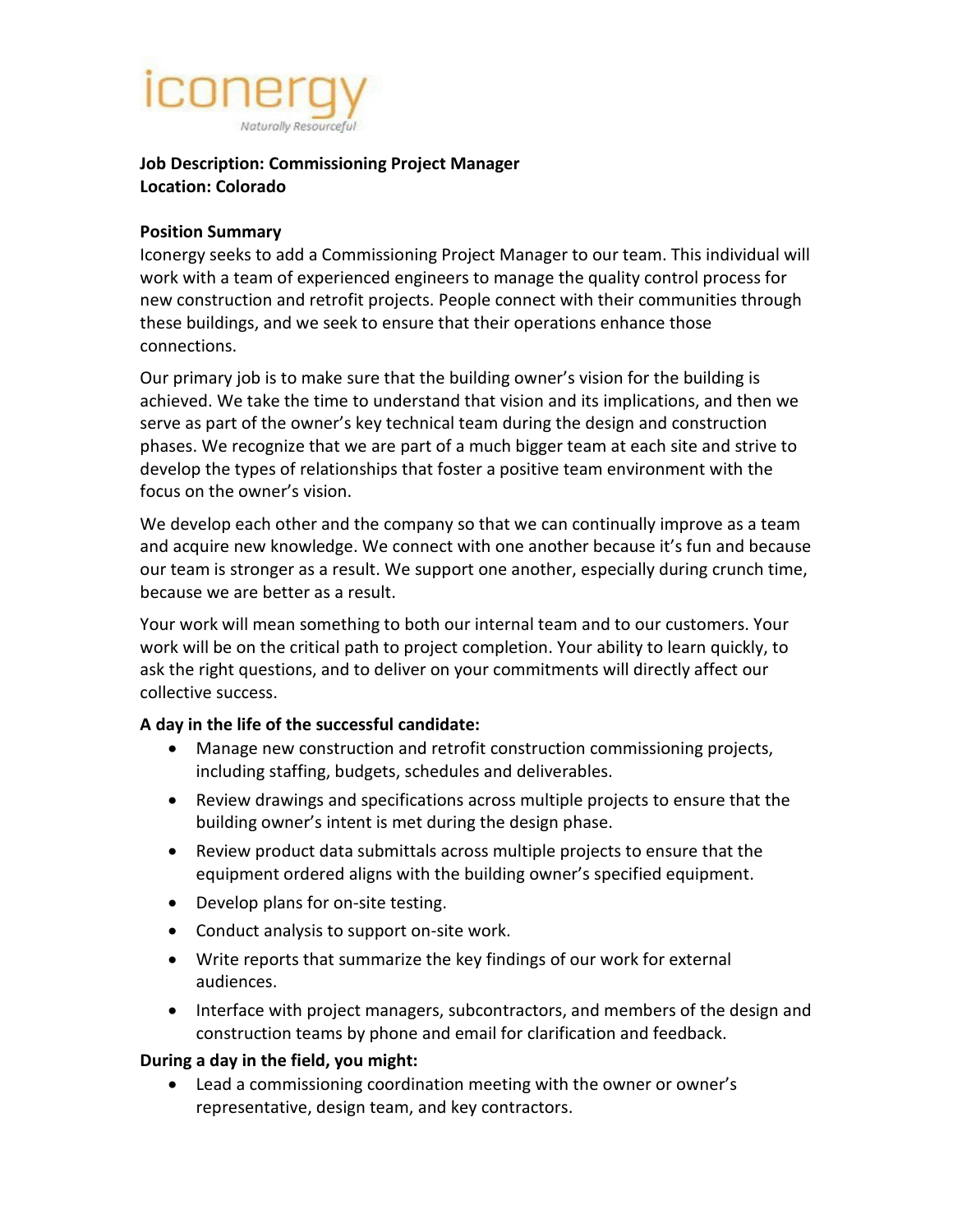iconergy

*Naturally Resourceful*

**Job Description: Commissioning Project Manager**
**Location: Colorado**

**Position Summary**

Iconergy seeks to add a Commissioning Project Manager to our team. This individual will work with a team of experienced engineers to manage the quality control process for new construction and retrofit projects. People connect with their communities through these buildings, and we seek to ensure that their operations enhance those connections.

Our primary job is to make sure that the building owner's vision for the building is achieved. We take the time to understand that vision and its implications, and then we serve as part of the owner's key technical team during the design and construction phases. We recognize that we are part of a much bigger team at each site and strive to develop the types of relationships that foster a positive team environment with the focus on the owner's vision.

We develop each other and the company so that we can continually improve as a team and acquire new knowledge. We connect with one another because it's fun and because our team is stronger as a result. We support one another, especially during crunch time, because we are better as a result.

Your work will mean something to both our internal team and to our customers. Your work will be on the critical path to project completion. Your ability to learn quickly, to ask the right questions, and to deliver on your commitments will directly affect our collective success.

**A day in the life of the successful candidate:**

- Manage new construction and retrofit construction commissioning projects, including staffing, budgets, schedules and deliverables.
- Review drawings and specifications across multiple projects to ensure that the building owner's intent is met during the design phase.
- Review product data submittals across multiple projects to ensure that the equipment ordered aligns with the building owner's specified equipment.
- Develop plans for on-site testing.
- Conduct analysis to support on-site work.
- Write reports that summarize the key findings of our work for external audiences.
- Interface with project managers, subcontractors, and members of the design and construction teams by phone and email for clarification and feedback.

**During a day in the field, you might:**

- Lead a commissioning coordination meeting with the owner or owner's representative, design team, and key contractors.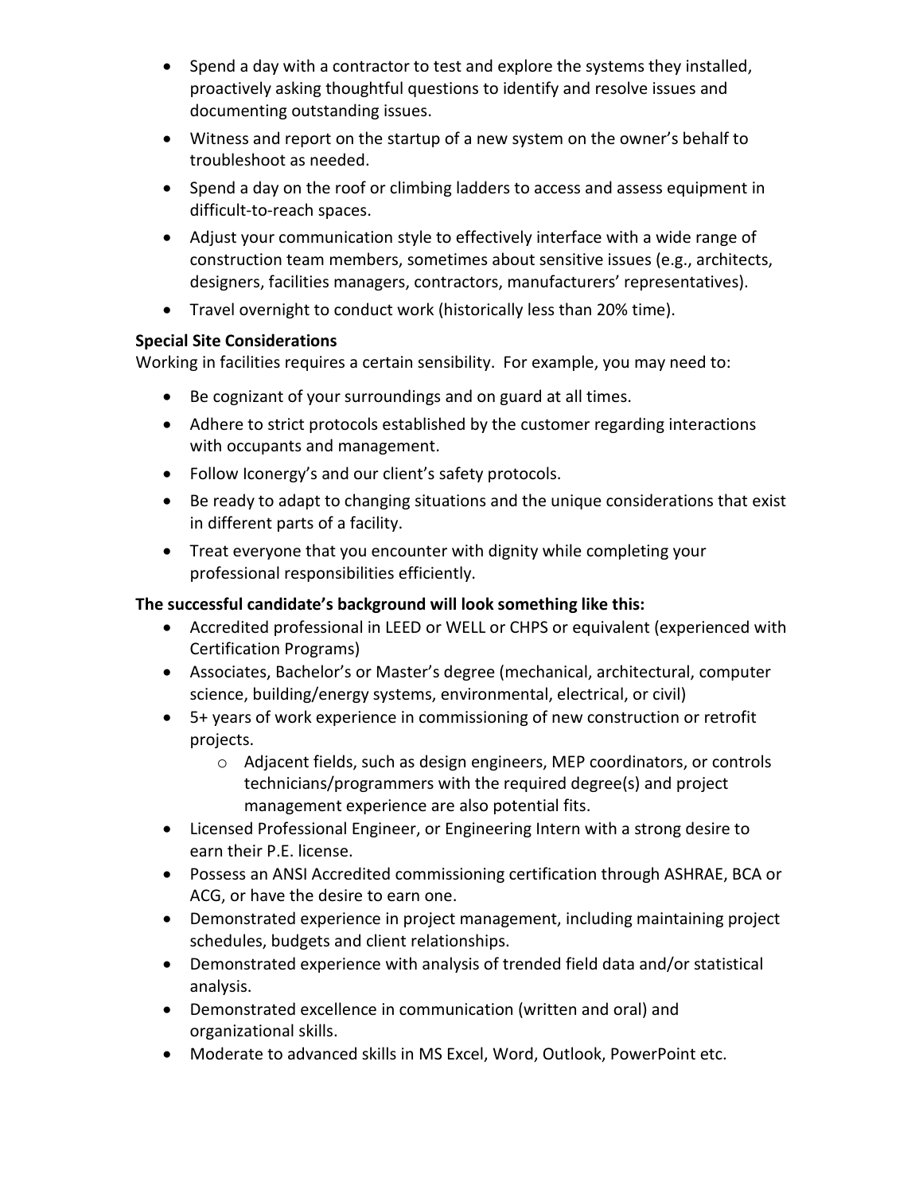- Spend a day with a contractor to test and explore the systems they installed, proactively asking thoughtful questions to identify and resolve issues and documenting outstanding issues.
- Witness and report on the startup of a new system on the owner's behalf to troubleshoot as needed.
- Spend a day on the roof or climbing ladders to access and assess equipment in difficult-to-reach spaces.
- Adjust your communication style to effectively interface with a wide range of construction team members, sometimes about sensitive issues (e.g., architects, designers, facilities managers, contractors, manufacturers' representatives).
- Travel overnight to conduct work (historically less than 20% time).

**Special Site Considerations**

Working in facilities requires a certain sensibility. For example, you may need to:

- Be cognizant of your surroundings and on guard at all times.
- Adhere to strict protocols established by the customer regarding interactions with occupants and management.
- Follow Iconergy's and our client's safety protocols.
- Be ready to adapt to changing situations and the unique considerations that exist in different parts of a facility.
- Treat everyone that you encounter with dignity while completing your professional responsibilities efficiently.

**The successful candidate's background will look something like this:**

- Accredited professional in LEED or WELL or CHPS or equivalent (experienced with Certification Programs)
- Associates, Bachelor's or Master's degree (mechanical, architectural, computer science, building/energy systems, environmental, electrical, or civil)
- 5+ years of work experience in commissioning of new construction or retrofit projects.
  - Adjacent fields, such as design engineers, MEP coordinators, or controls technicians/programmers with the required degree(s) and project management experience are also potential fits.
- Licensed Professional Engineer, or Engineering Intern with a strong desire to earn their P.E. license.
- Possess an ANSI Accredited commissioning certification through ASHRAE, BCA or ACG, or have the desire to earn one.
- Demonstrated experience in project management, including maintaining project schedules, budgets and client relationships.
- Demonstrated experience with analysis of trended field data and/or statistical analysis.
- Demonstrated excellence in communication (written and oral) and organizational skills.
- Moderate to advanced skills in MS Excel, Word, Outlook, PowerPoint etc.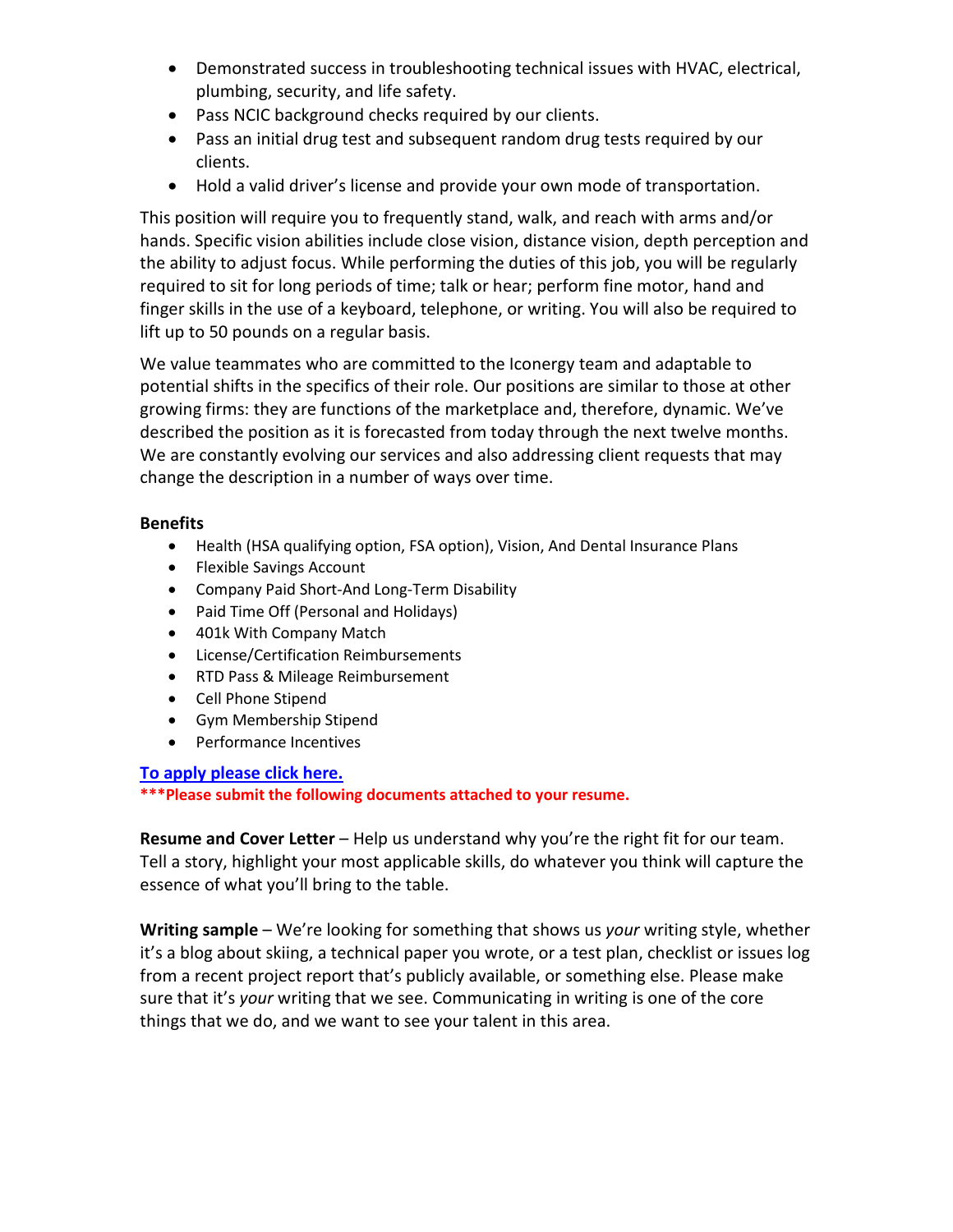- Demonstrated success in troubleshooting technical issues with HVAC, electrical, plumbing, security, and life safety.
- Pass NCIC background checks required by our clients.
- Pass an initial drug test and subsequent random drug tests required by our clients.
- Hold a valid driver's license and provide your own mode of transportation.

This position will require you to frequently stand, walk, and reach with arms and/or hands. Specific vision abilities include close vision, distance vision, depth perception and the ability to adjust focus. While performing the duties of this job, you will be regularly required to sit for long periods of time; talk or hear; perform fine motor, hand and finger skills in the use of a keyboard, telephone, or writing. You will also be required to lift up to 50 pounds on a regular basis.

We value teammates who are committed to the Iconergy team and adaptable to potential shifts in the specifics of their role. Our positions are similar to those at other growing firms: they are functions of the marketplace and, therefore, dynamic. We've described the position as it is forecasted from today through the next twelve months. We are constantly evolving our services and also addressing client requests that may change the description in a number of ways over time.

**Benefits**

- Health (HSA qualifying option, FSA option), Vision, And Dental Insurance Plans
- Flexible Savings Account
- Company Paid Short-And Long-Term Disability
- Paid Time Off (Personal and Holidays)
- 401k With Company Match
- License/Certification Reimbursements
- RTD Pass & Mileage Reimbursement
- Cell Phone Stipend
- Gym Membership Stipend
- Performance Incentives

**To apply please click here.**

**\*\*\*Please submit the following documents attached to your resume.**

**Resume and Cover Letter** – Help us understand why you're the right fit for our team. Tell a story, highlight your most applicable skills, do whatever you think will capture the essence of what you'll bring to the table.

**Writing sample** – We're looking for something that shows us *your* writing style, whether it's a blog about skiing, a technical paper you wrote, or a test plan, checklist or issues log from a recent project report that's publicly available, or something else. Please make sure that it's *your* writing that we see. Communicating in writing is one of the core things that we do, and we want to see your talent in this area.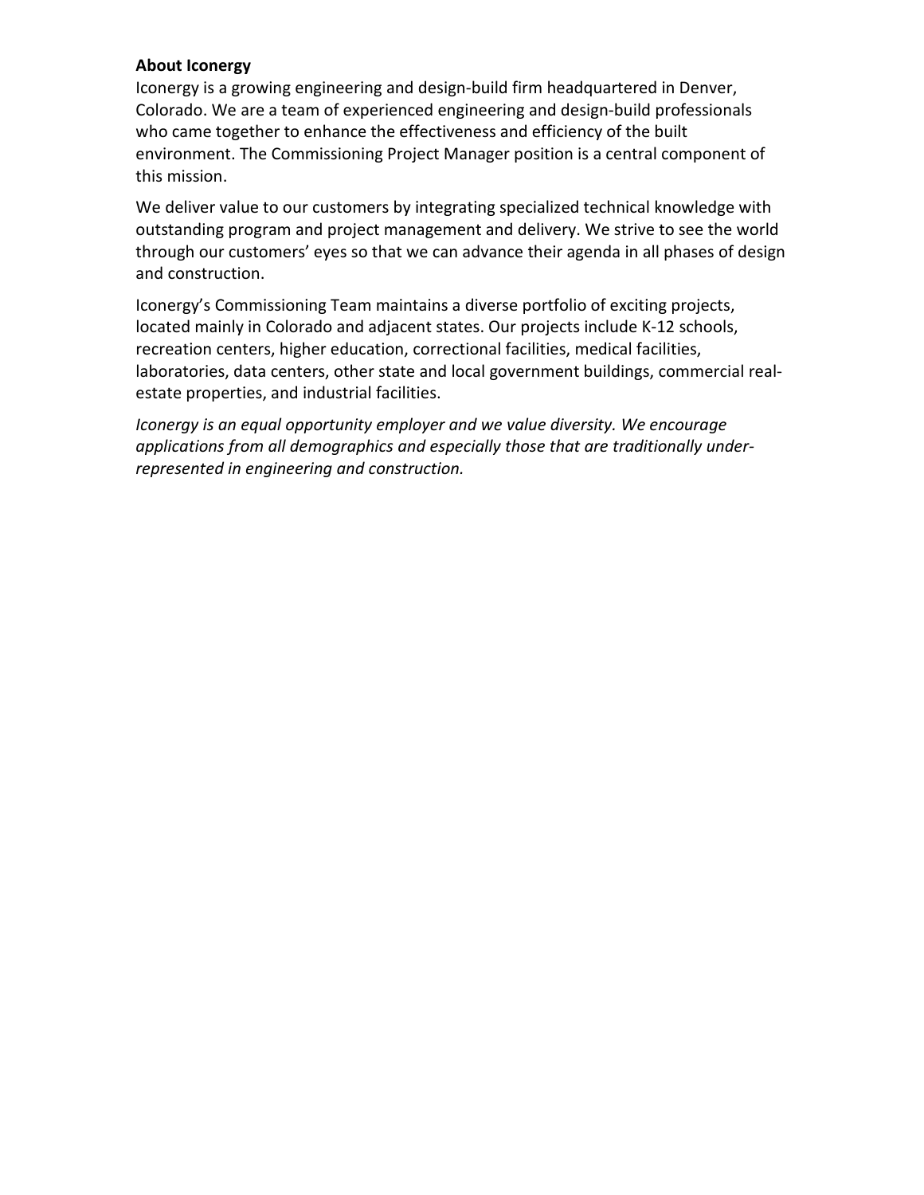**About Iconergy**

Iconergy is a growing engineering and design-build firm headquartered in Denver, Colorado. We are a team of experienced engineering and design-build professionals who came together to enhance the effectiveness and efficiency of the built environment. The Commissioning Project Manager position is a central component of this mission.

We deliver value to our customers by integrating specialized technical knowledge with outstanding program and project management and delivery. We strive to see the world through our customers' eyes so that we can advance their agenda in all phases of design and construction.

Iconergy's Commissioning Team maintains a diverse portfolio of exciting projects, located mainly in Colorado and adjacent states. Our projects include K-12 schools, recreation centers, higher education, correctional facilities, medical facilities, laboratories, data centers, other state and local government buildings, commercial real-estate properties, and industrial facilities.

*Iconergy is an equal opportunity employer and we value diversity. We encourage applications from all demographics and especially those that are traditionally under-represented in engineering and construction.*